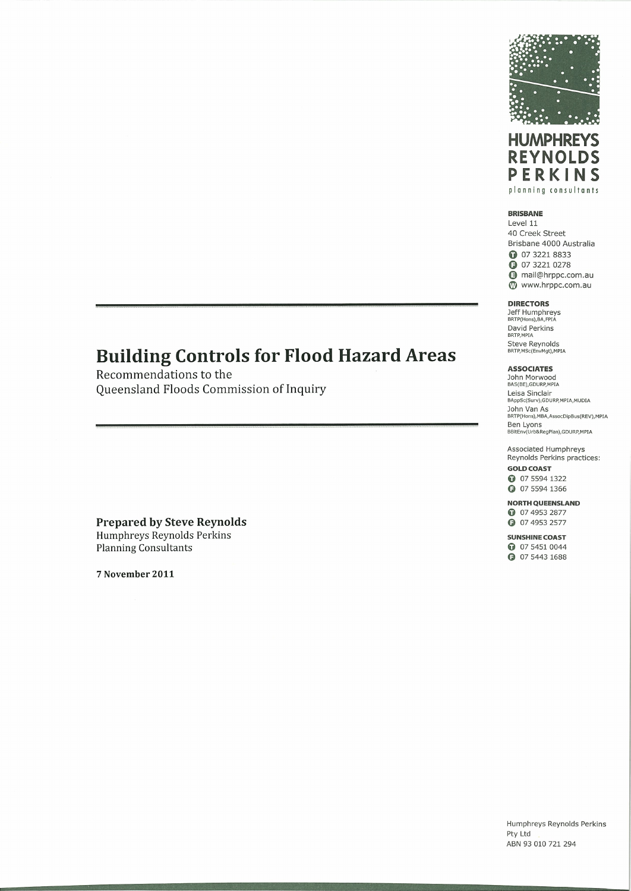# Building Controls for Flood Hazard Areas

Recommendations to the
Queensland Floods Commission of Inquiry

**Prepared by Steve Reynolds**
Humphreys Reynolds Perkins
Planning Consultants

**7 November 2011**

**HUMPHREYS REYNOLDS PERKINS**
planning consultants

**BRISBANE**
Level 11
40 Creek Street
Brisbane 4000 Australia
T 07 3221 8833
F 07 3221 0278
E mail@hrppc.com.au
W www.hrppc.com.au

**DIRECTORS**
Jeff Humphreys
BRTP(Hons),BA,FPIA
David Perkins
BRTP,MPIA
Steve Reynolds
BRTP,MSc(EnvMgt),MPIA

**ASSOCIATES**
John Morwood
BAS(BE),GDURP,MPIA
Leisa Sinclair
BAppSc(Surv),GDURP,MPIA,MUDIA
John Van As
BRTP(Hons),MBA,AssocDipBus(REV),MPIA
Ben Lyons
BBltEnv(Urb&RegPlan),GDURP,MPIA

Associated Humphreys Reynolds Perkins practices:

**GOLD COAST**
T 07 5594 1322
F 07 5594 1366

**NORTH QUEENSLAND**
T 07 4953 2877
F 07 4953 2577

**SUNSHINE COAST**
T 07 5451 0044
F 07 5443 1688

Humphreys Reynolds Perkins Pty Ltd
ABN 93 010 721 294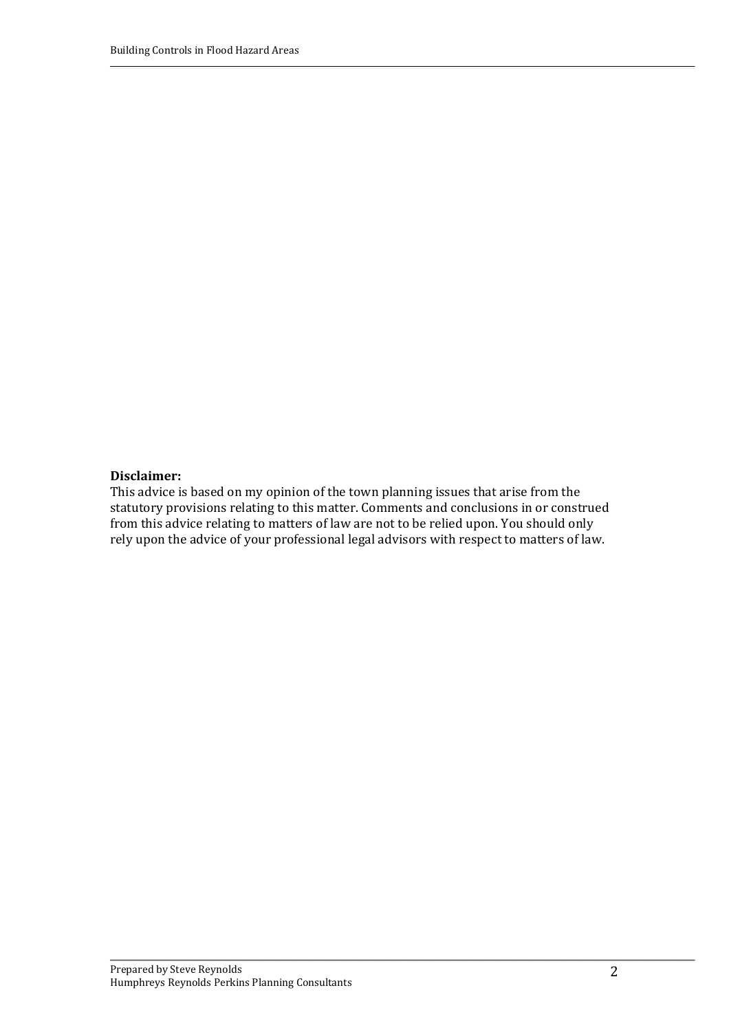**Disclaimer:**
This advice is based on my opinion of the town planning issues that arise from the statutory provisions relating to this matter. Comments and conclusions in or construed from this advice relating to matters of law are not to be relied upon. You should only rely upon the advice of your professional legal advisors with respect to matters of law.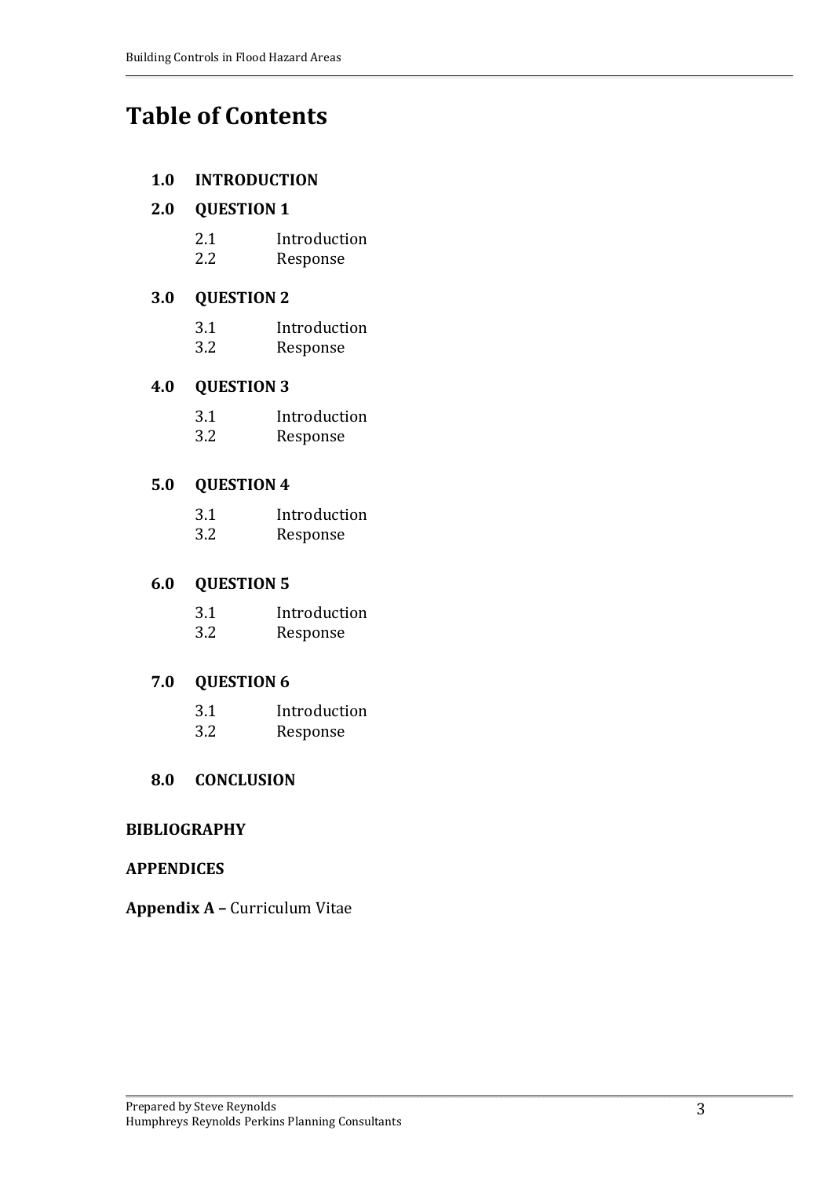# Table of Contents

**1.0 INTRODUCTION**

**2.0 QUESTION 1**

- 2.1 Introduction
- 2.2 Response

**3.0 QUESTION 2**

- 3.1 Introduction
- 3.2 Response

**4.0 QUESTION 3**

- 3.1 Introduction
- 3.2 Response

**5.0 QUESTION 4**

- 3.1 Introduction
- 3.2 Response

**6.0 QUESTION 5**

- 3.1 Introduction
- 3.2 Response

**7.0 QUESTION 6**

- 3.1 Introduction
- 3.2 Response

**8.0 CONCLUSION**

**BIBLIOGRAPHY**

**APPENDICES**

**Appendix A –** Curriculum Vitae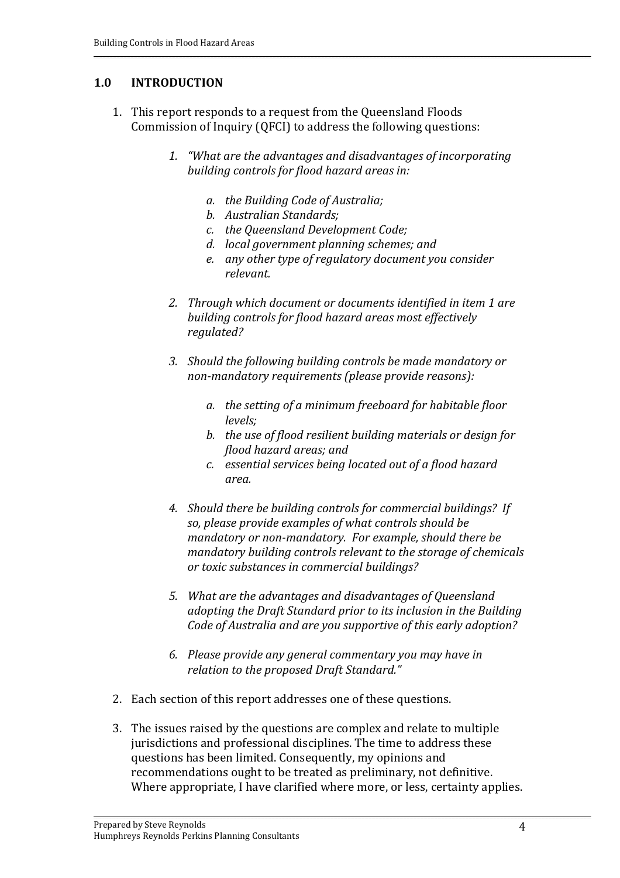## 1.0 INTRODUCTION

1. This report responds to a request from the Queensland Floods Commission of Inquiry (QFCI) to address the following questions:

   1. *"What are the advantages and disadvantages of incorporating building controls for flood hazard areas in:*
      1. *the Building Code of Australia;*
      2. *Australian Standards;*
      3. *the Queensland Development Code;*
      4. *local government planning schemes; and*
      5. *any other type of regulatory document you consider relevant.*

   2. *Through which document or documents identified in item 1 are building controls for flood hazard areas most effectively regulated?*

   3. *Should the following building controls be made mandatory or non-mandatory requirements (please provide reasons):*
      1. *the setting of a minimum freeboard for habitable floor levels;*
      2. *the use of flood resilient building materials or design for flood hazard areas; and*
      3. *essential services being located out of a flood hazard area.*

   4. *Should there be building controls for commercial buildings? If so, please provide examples of what controls should be mandatory or non-mandatory. For example, should there be mandatory building controls relevant to the storage of chemicals or toxic substances in commercial buildings?*

   5. *What are the advantages and disadvantages of Queensland adopting the Draft Standard prior to its inclusion in the Building Code of Australia and are you supportive of this early adoption?*

   6. *Please provide any general commentary you may have in relation to the proposed Draft Standard."*

2. Each section of this report addresses one of these questions.

3. The issues raised by the questions are complex and relate to multiple jurisdictions and professional disciplines. The time to address these questions has been limited. Consequently, my opinions and recommendations ought to be treated as preliminary, not definitive. Where appropriate, I have clarified where more, or less, certainty applies.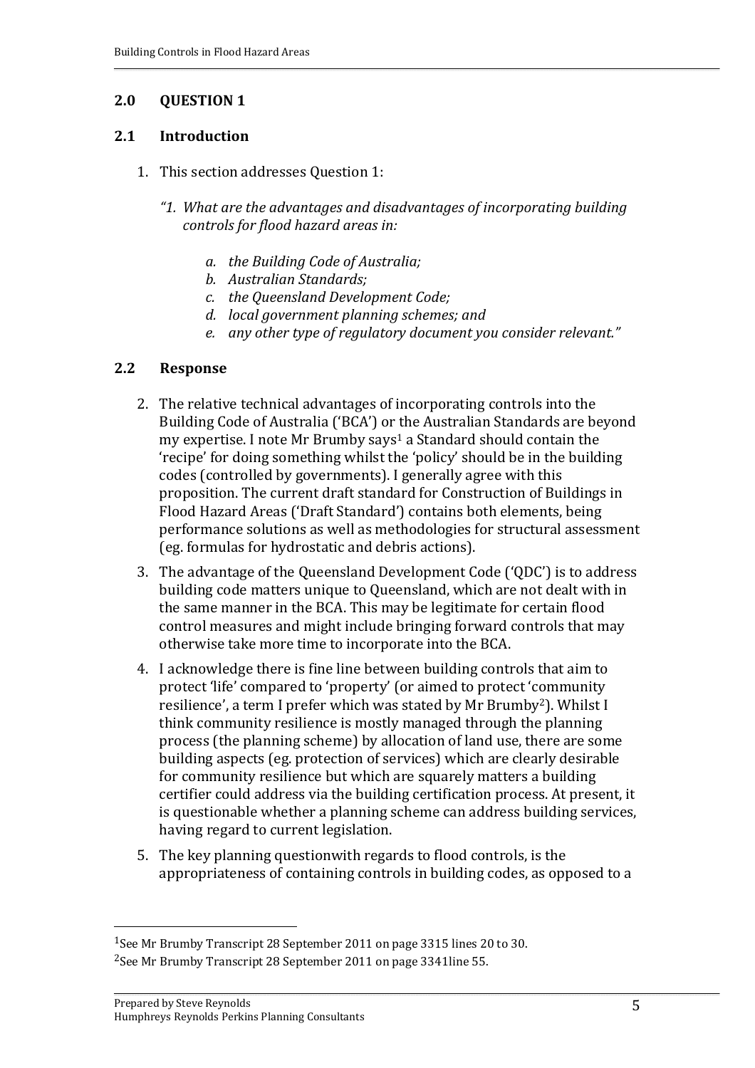## 2.0 QUESTION 1

### 2.1 Introduction

1. This section addresses Question 1:

   *"1. What are the advantages and disadvantages of incorporating building controls for flood hazard areas in:*

   *a. the Building Code of Australia;*
   *b. Australian Standards;*
   *c. the Queensland Development Code;*
   *d. local government planning schemes; and*
   *e. any other type of regulatory document you consider relevant."*

### 2.2 Response

2. The relative technical advantages of incorporating controls into the Building Code of Australia ('BCA') or the Australian Standards are beyond my expertise. I note Mr Brumby says[1] a Standard should contain the 'recipe' for doing something whilst the 'policy' should be in the building codes (controlled by governments). I generally agree with this proposition. The current draft standard for Construction of Buildings in Flood Hazard Areas ('Draft Standard') contains both elements, being performance solutions as well as methodologies for structural assessment (eg. formulas for hydrostatic and debris actions).

3. The advantage of the Queensland Development Code ('QDC') is to address building code matters unique to Queensland, which are not dealt with in the same manner in the BCA. This may be legitimate for certain flood control measures and might include bringing forward controls that may otherwise take more time to incorporate into the BCA.

4. I acknowledge there is fine line between building controls that aim to protect 'life' compared to 'property' (or aimed to protect 'community resilience', a term I prefer which was stated by Mr Brumby[2]). Whilst I think community resilience is mostly managed through the planning process (the planning scheme) by allocation of land use, there are some building aspects (eg. protection of services) which are clearly desirable for community resilience but which are squarely matters a building certifier could address via the building certification process. At present, it is questionable whether a planning scheme can address building services, having regard to current legislation.

5. The key planning questionwith regards to flood controls, is the appropriateness of containing controls in building codes, as opposed to a

[1] See Mr Brumby Transcript 28 September 2011 on page 3315 lines 20 to 30.

[2] See Mr Brumby Transcript 28 September 2011 on page 3341line 55.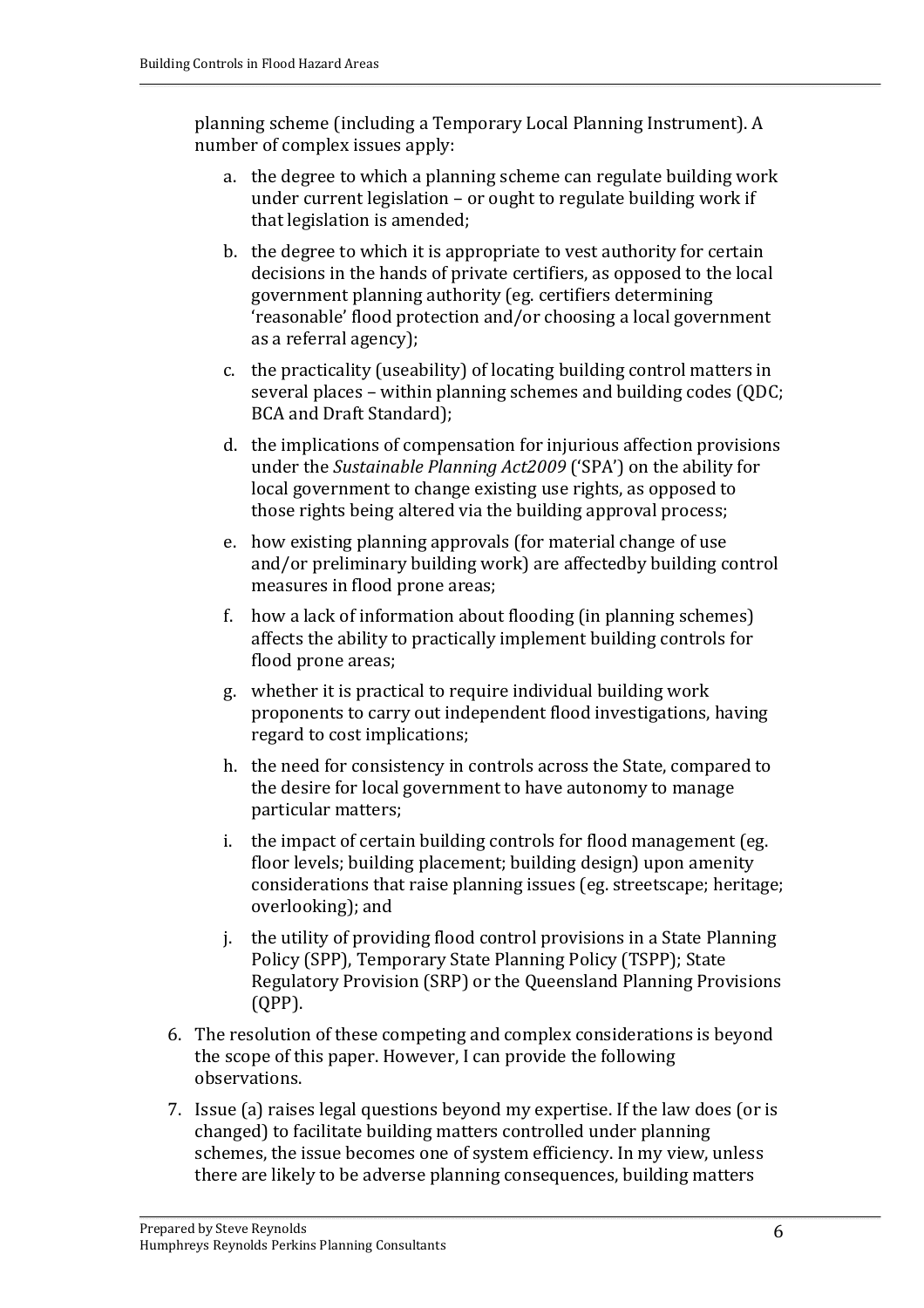planning scheme (including a Temporary Local Planning Instrument). A number of complex issues apply:

a. the degree to which a planning scheme can regulate building work under current legislation – or ought to regulate building work if that legislation is amended;

b. the degree to which it is appropriate to vest authority for certain decisions in the hands of private certifiers, as opposed to the local government planning authority (eg. certifiers determining 'reasonable' flood protection and/or choosing a local government as a referral agency);

c. the practicality (useability) of locating building control matters in several places – within planning schemes and building codes (QDC; BCA and Draft Standard);

d. the implications of compensation for injurious affection provisions under the *Sustainable Planning Act2009* ('SPA') on the ability for local government to change existing use rights, as opposed to those rights being altered via the building approval process;

e. how existing planning approvals (for material change of use and/or preliminary building work) are affectedby building control measures in flood prone areas;

f. how a lack of information about flooding (in planning schemes) affects the ability to practically implement building controls for flood prone areas;

g. whether it is practical to require individual building work proponents to carry out independent flood investigations, having regard to cost implications;

h. the need for consistency in controls across the State, compared to the desire for local government to have autonomy to manage particular matters;

i. the impact of certain building controls for flood management (eg. floor levels; building placement; building design) upon amenity considerations that raise planning issues (eg. streetscape; heritage; overlooking); and

j. the utility of providing flood control provisions in a State Planning Policy (SPP), Temporary State Planning Policy (TSPP); State Regulatory Provision (SRP) or the Queensland Planning Provisions (QPP).

6. The resolution of these competing and complex considerations is beyond the scope of this paper. However, I can provide the following observations.

7. Issue (a) raises legal questions beyond my expertise. If the law does (or is changed) to facilitate building matters controlled under planning schemes, the issue becomes one of system efficiency. In my view, unless there are likely to be adverse planning consequences, building matters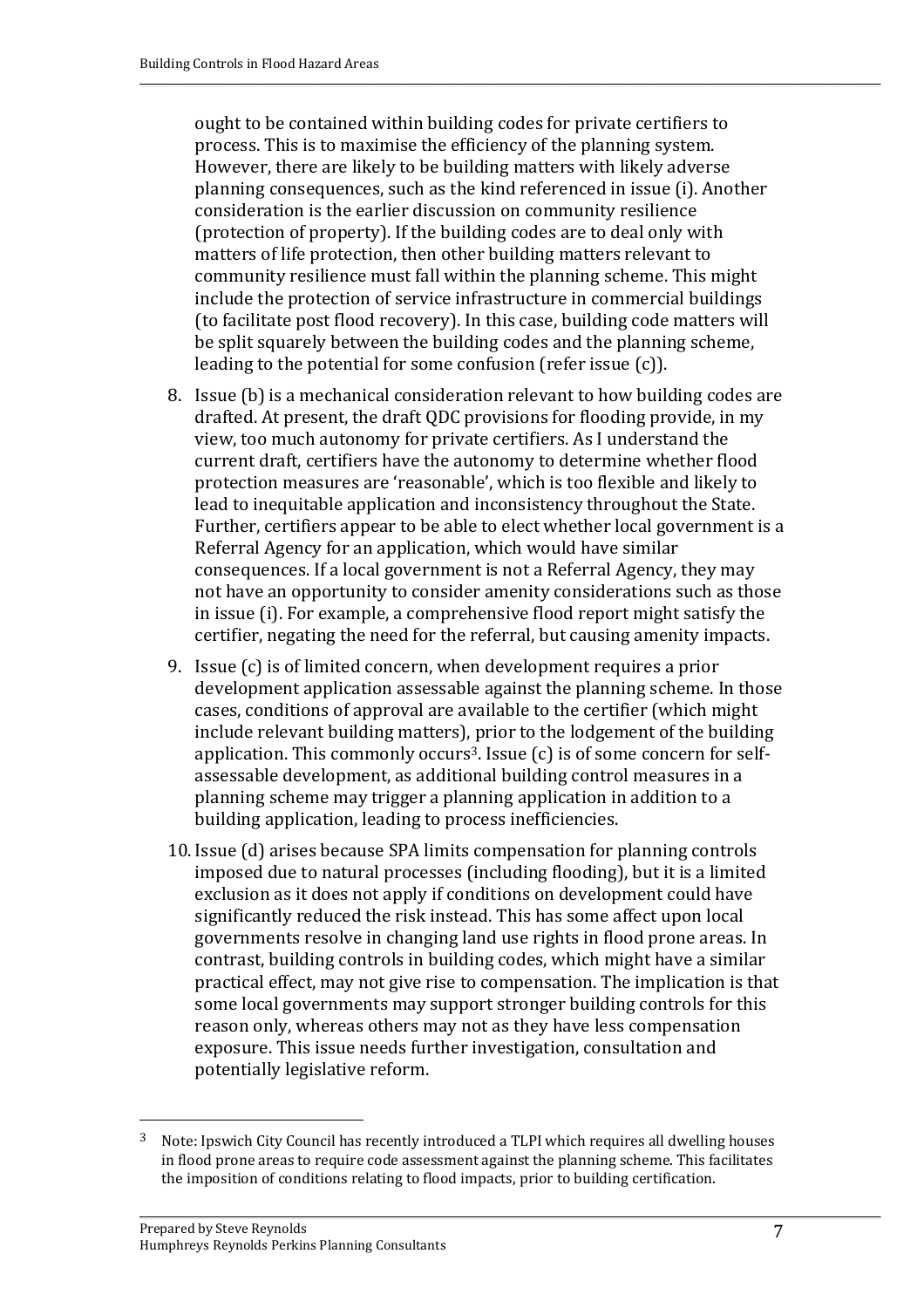ought to be contained within building codes for private certifiers to process. This is to maximise the efficiency of the planning system. However, there are likely to be building matters with likely adverse planning consequences, such as the kind referenced in issue (i). Another consideration is the earlier discussion on community resilience (protection of property). If the building codes are to deal only with matters of life protection, then other building matters relevant to community resilience must fall within the planning scheme. This might include the protection of service infrastructure in commercial buildings (to facilitate post flood recovery). In this case, building code matters will be split squarely between the building codes and the planning scheme, leading to the potential for some confusion (refer issue (c)).

8. Issue (b) is a mechanical consideration relevant to how building codes are drafted. At present, the draft QDC provisions for flooding provide, in my view, too much autonomy for private certifiers. As I understand the current draft, certifiers have the autonomy to determine whether flood protection measures are 'reasonable', which is too flexible and likely to lead to inequitable application and inconsistency throughout the State. Further, certifiers appear to be able to elect whether local government is a Referral Agency for an application, which would have similar consequences. If a local government is not a Referral Agency, they may not have an opportunity to consider amenity considerations such as those in issue (i). For example, a comprehensive flood report might satisfy the certifier, negating the need for the referral, but causing amenity impacts.

9. Issue (c) is of limited concern, when development requires a prior development application assessable against the planning scheme. In those cases, conditions of approval are available to the certifier (which might include relevant building matters), prior to the lodgement of the building application. This commonly occurs[3]. Issue (c) is of some concern for self-assessable development, as additional building control measures in a planning scheme may trigger a planning application in addition to a building application, leading to process inefficiencies.

10. Issue (d) arises because SPA limits compensation for planning controls imposed due to natural processes (including flooding), but it is a limited exclusion as it does not apply if conditions on development could have significantly reduced the risk instead. This has some affect upon local governments resolve in changing land use rights in flood prone areas. In contrast, building controls in building codes, which might have a similar practical effect, may not give rise to compensation. The implication is that some local governments may support stronger building controls for this reason only, whereas others may not as they have less compensation exposure. This issue needs further investigation, consultation and potentially legislative reform.

[3] Note: Ipswich City Council has recently introduced a TLPI which requires all dwelling houses in flood prone areas to require code assessment against the planning scheme. This facilitates the imposition of conditions relating to flood impacts, prior to building certification.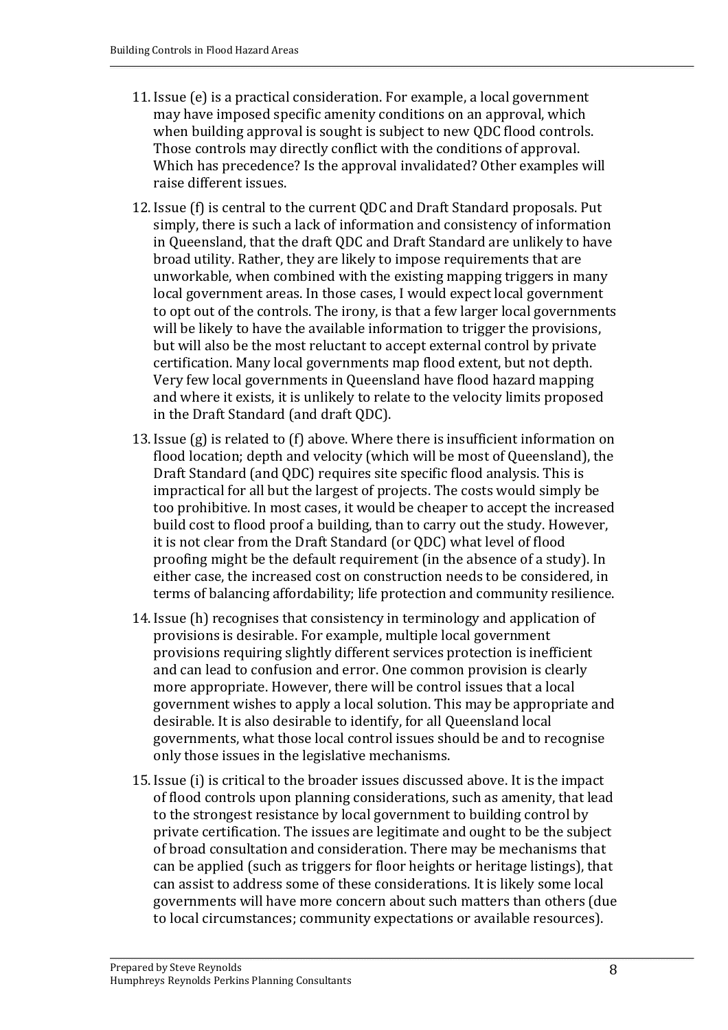11. Issue (e) is a practical consideration. For example, a local government may have imposed specific amenity conditions on an approval, which when building approval is sought is subject to new QDC flood controls. Those controls may directly conflict with the conditions of approval. Which has precedence? Is the approval invalidated? Other examples will raise different issues.

12. Issue (f) is central to the current QDC and Draft Standard proposals. Put simply, there is such a lack of information and consistency of information in Queensland, that the draft QDC and Draft Standard are unlikely to have broad utility. Rather, they are likely to impose requirements that are unworkable, when combined with the existing mapping triggers in many local government areas. In those cases, I would expect local government to opt out of the controls. The irony, is that a few larger local governments will be likely to have the available information to trigger the provisions, but will also be the most reluctant to accept external control by private certification. Many local governments map flood extent, but not depth. Very few local governments in Queensland have flood hazard mapping and where it exists, it is unlikely to relate to the velocity limits proposed in the Draft Standard (and draft QDC).

13. Issue (g) is related to (f) above. Where there is insufficient information on flood location; depth and velocity (which will be most of Queensland), the Draft Standard (and QDC) requires site specific flood analysis. This is impractical for all but the largest of projects. The costs would simply be too prohibitive. In most cases, it would be cheaper to accept the increased build cost to flood proof a building, than to carry out the study. However, it is not clear from the Draft Standard (or QDC) what level of flood proofing might be the default requirement (in the absence of a study). In either case, the increased cost on construction needs to be considered, in terms of balancing affordability; life protection and community resilience.

14. Issue (h) recognises that consistency in terminology and application of provisions is desirable. For example, multiple local government provisions requiring slightly different services protection is inefficient and can lead to confusion and error. One common provision is clearly more appropriate. However, there will be control issues that a local government wishes to apply a local solution. This may be appropriate and desirable. It is also desirable to identify, for all Queensland local governments, what those local control issues should be and to recognise only those issues in the legislative mechanisms.

15. Issue (i) is critical to the broader issues discussed above. It is the impact of flood controls upon planning considerations, such as amenity, that lead to the strongest resistance by local government to building control by private certification. The issues are legitimate and ought to be the subject of broad consultation and consideration. There may be mechanisms that can be applied (such as triggers for floor heights or heritage listings), that can assist to address some of these considerations. It is likely some local governments will have more concern about such matters than others (due to local circumstances; community expectations or available resources).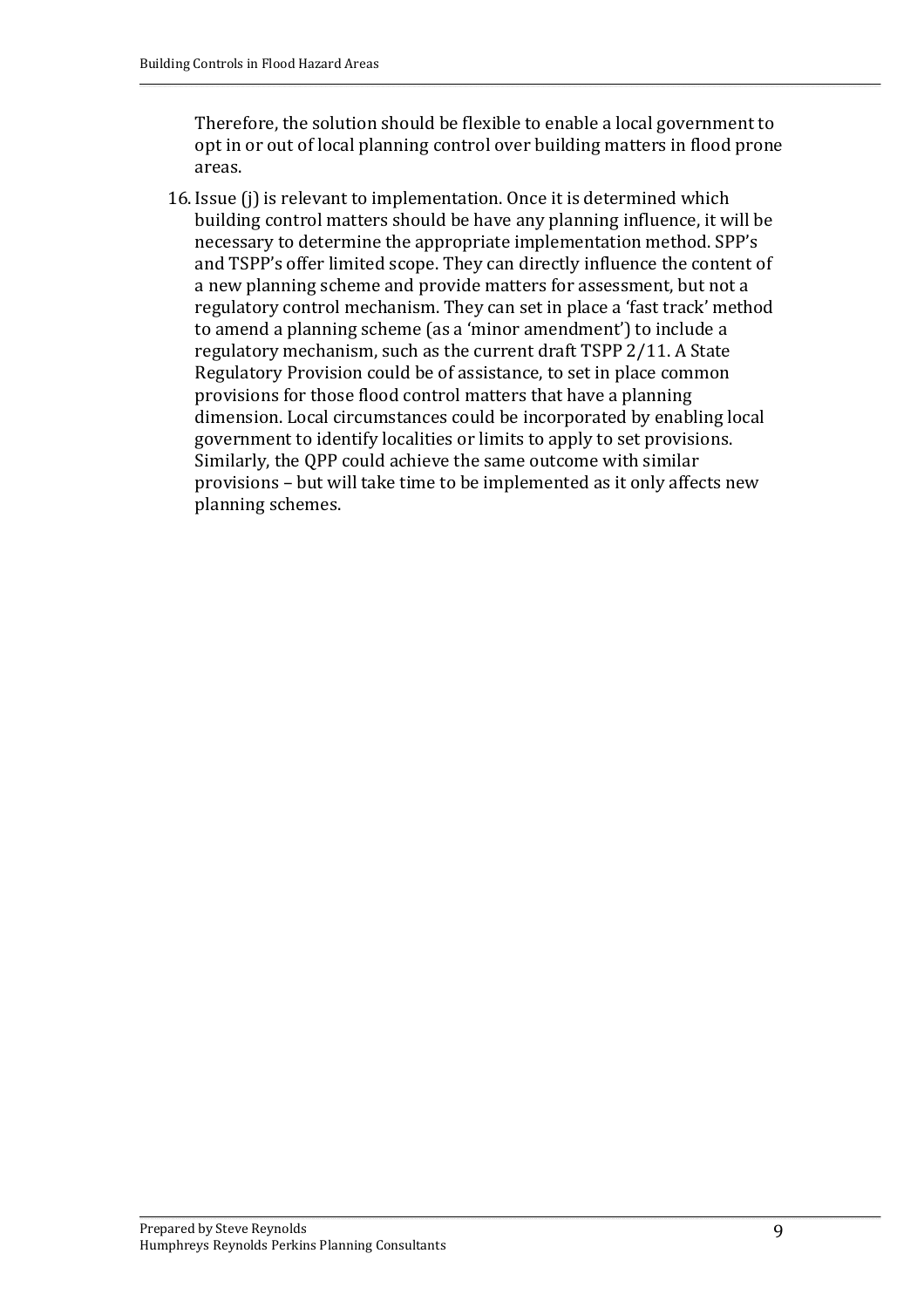Therefore, the solution should be flexible to enable a local government to opt in or out of local planning control over building matters in flood prone areas.

16. Issue (j) is relevant to implementation. Once it is determined which building control matters should be have any planning influence, it will be necessary to determine the appropriate implementation method. SPP's and TSPP's offer limited scope. They can directly influence the content of a new planning scheme and provide matters for assessment, but not a regulatory control mechanism. They can set in place a 'fast track' method to amend a planning scheme (as a 'minor amendment') to include a regulatory mechanism, such as the current draft TSPP 2/11. A State Regulatory Provision could be of assistance, to set in place common provisions for those flood control matters that have a planning dimension. Local circumstances could be incorporated by enabling local government to identify localities or limits to apply to set provisions. Similarly, the QPP could achieve the same outcome with similar provisions – but will take time to be implemented as it only affects new planning schemes.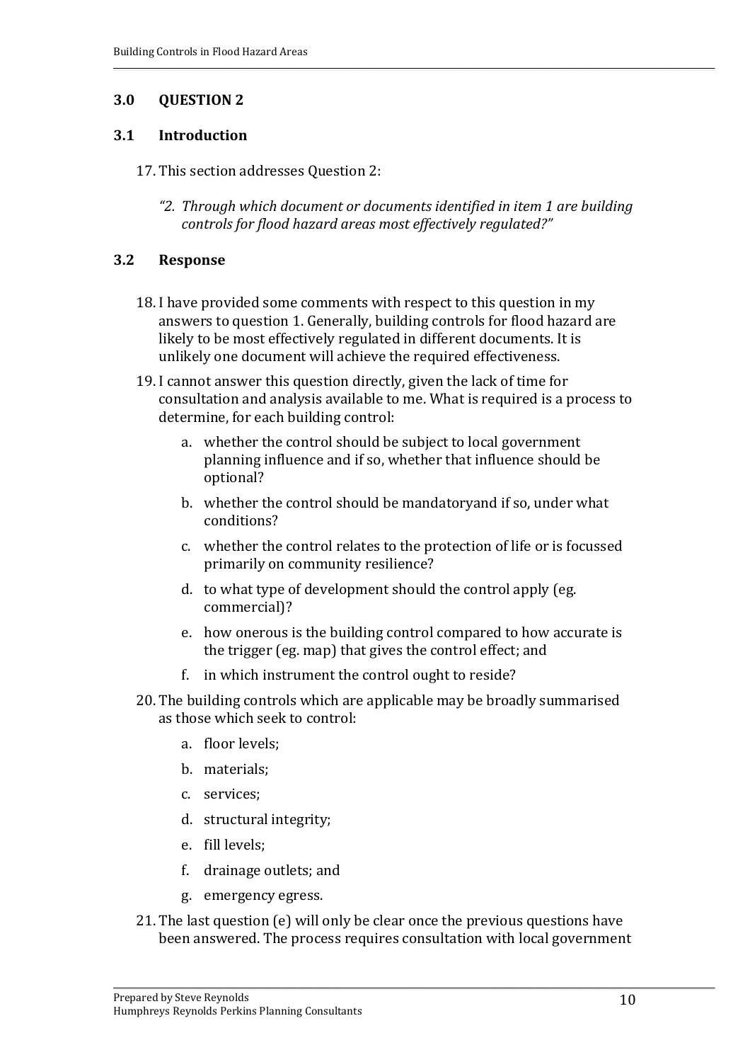## 3.0 QUESTION 2

### 3.1 Introduction

17. This section addresses Question 2:

    *"2. Through which document or documents identified in item 1 are building controls for flood hazard areas most effectively regulated?"*

### 3.2 Response

18. I have provided some comments with respect to this question in my answers to question 1. Generally, building controls for flood hazard are likely to be most effectively regulated in different documents. It is unlikely one document will achieve the required effectiveness.

19. I cannot answer this question directly, given the lack of time for consultation and analysis available to me. What is required is a process to determine, for each building control:

    a. whether the control should be subject to local government planning influence and if so, whether that influence should be optional?

    b. whether the control should be mandatoryand if so, under what conditions?

    c. whether the control relates to the protection of life or is focussed primarily on community resilience?

    d. to what type of development should the control apply (eg. commercial)?

    e. how onerous is the building control compared to how accurate is the trigger (eg. map) that gives the control effect; and

    f. in which instrument the control ought to reside?

20. The building controls which are applicable may be broadly summarised as those which seek to control:

    a. floor levels;

    b. materials;

    c. services;

    d. structural integrity;

    e. fill levels;

    f. drainage outlets; and

    g. emergency egress.

21. The last question (e) will only be clear once the previous questions have been answered. The process requires consultation with local government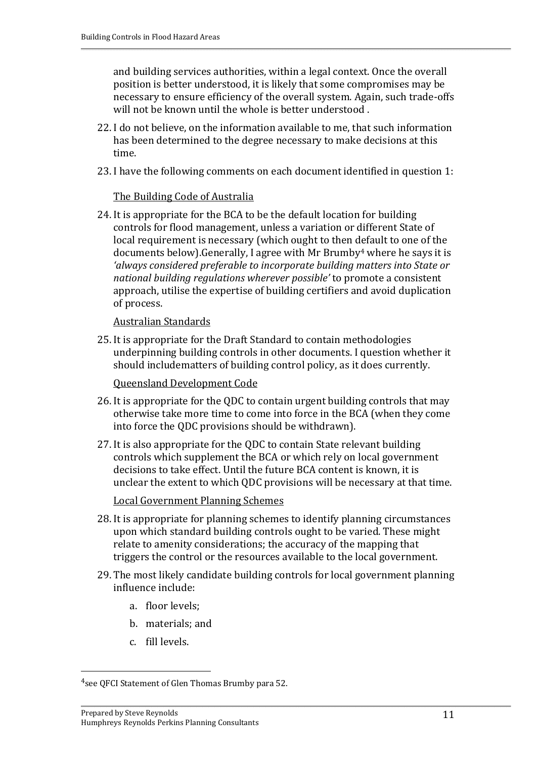and building services authorities, within a legal context. Once the overall position is better understood, it is likely that some compromises may be necessary to ensure efficiency of the overall system. Again, such trade-offs will not be known until the whole is better understood .

22. I do not believe, on the information available to me, that such information has been determined to the degree necessary to make decisions at this time.

23. I have the following comments on each document identified in question 1:

<u>The Building Code of Australia</u>

24. It is appropriate for the BCA to be the default location for building controls for flood management, unless a variation or different State of local requirement is necessary (which ought to then default to one of the documents below).Generally, I agree with Mr Brumby[4] where he says it is *'always considered preferable to incorporate building matters into State or national building regulations wherever possible'* to promote a consistent approach, utilise the expertise of building certifiers and avoid duplication of process.

<u>Australian Standards</u>

25. It is appropriate for the Draft Standard to contain methodologies underpinning building controls in other documents. I question whether it should includematters of building control policy, as it does currently.

<u>Queensland Development Code</u>

26. It is appropriate for the QDC to contain urgent building controls that may otherwise take more time to come into force in the BCA (when they come into force the QDC provisions should be withdrawn).

27. It is also appropriate for the QDC to contain State relevant building controls which supplement the BCA or which rely on local government decisions to take effect. Until the future BCA content is known, it is unclear the extent to which QDC provisions will be necessary at that time.

<u>Local Government Planning Schemes</u>

28. It is appropriate for planning schemes to identify planning circumstances upon which standard building controls ought to be varied. These might relate to amenity considerations; the accuracy of the mapping that triggers the control or the resources available to the local government.

29. The most likely candidate building controls for local government planning influence include:

    a. floor levels;

    b. materials; and

    c. fill levels.

---

[4] see QFCI Statement of Glen Thomas Brumby para 52.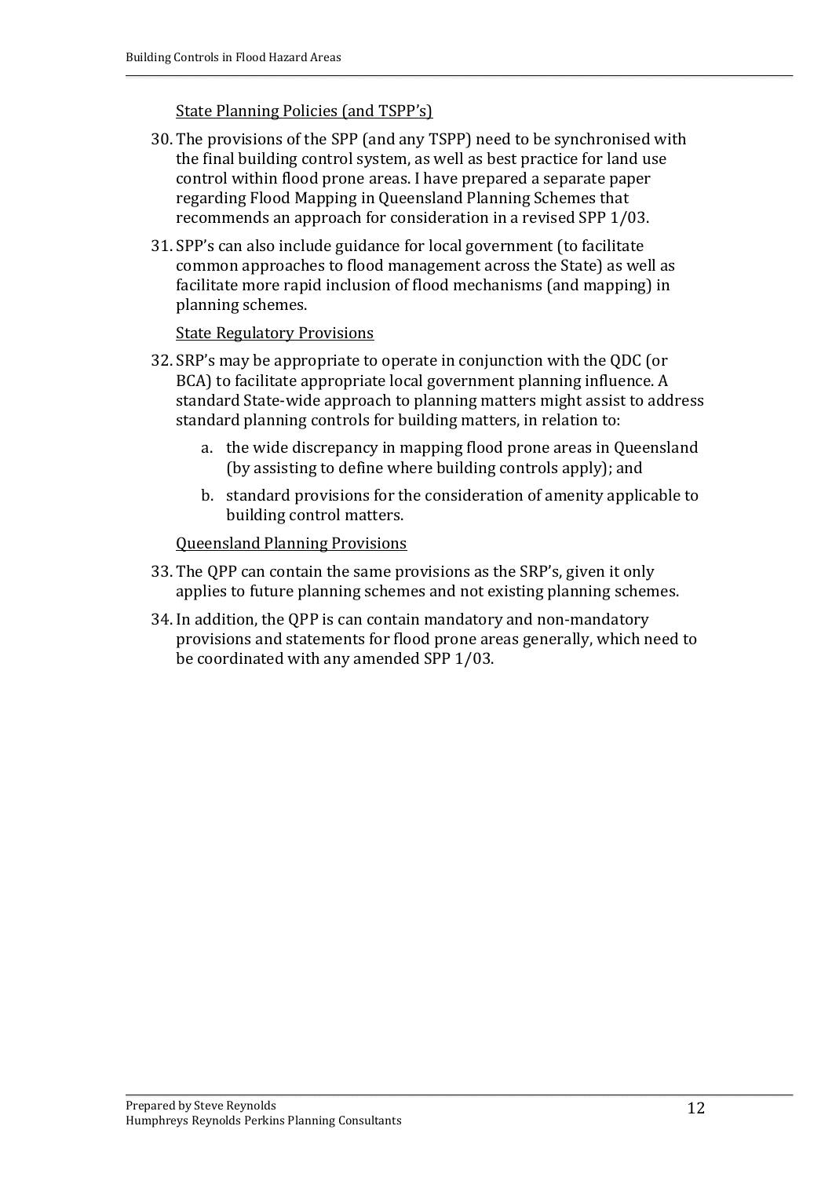State Planning Policies (and TSPP's)

30. The provisions of the SPP (and any TSPP) need to be synchronised with the final building control system, as well as best practice for land use control within flood prone areas. I have prepared a separate paper regarding Flood Mapping in Queensland Planning Schemes that recommends an approach for consideration in a revised SPP 1/03.

31. SPP's can also include guidance for local government (to facilitate common approaches to flood management across the State) as well as facilitate more rapid inclusion of flood mechanisms (and mapping) in planning schemes.

State Regulatory Provisions

32. SRP's may be appropriate to operate in conjunction with the QDC (or BCA) to facilitate appropriate local government planning influence. A standard State-wide approach to planning matters might assist to address standard planning controls for building matters, in relation to:

    a. the wide discrepancy in mapping flood prone areas in Queensland (by assisting to define where building controls apply); and

    b. standard provisions for the consideration of amenity applicable to building control matters.

Queensland Planning Provisions

33. The QPP can contain the same provisions as the SRP's, given it only applies to future planning schemes and not existing planning schemes.

34. In addition, the QPP is can contain mandatory and non-mandatory provisions and statements for flood prone areas generally, which need to be coordinated with any amended SPP 1/03.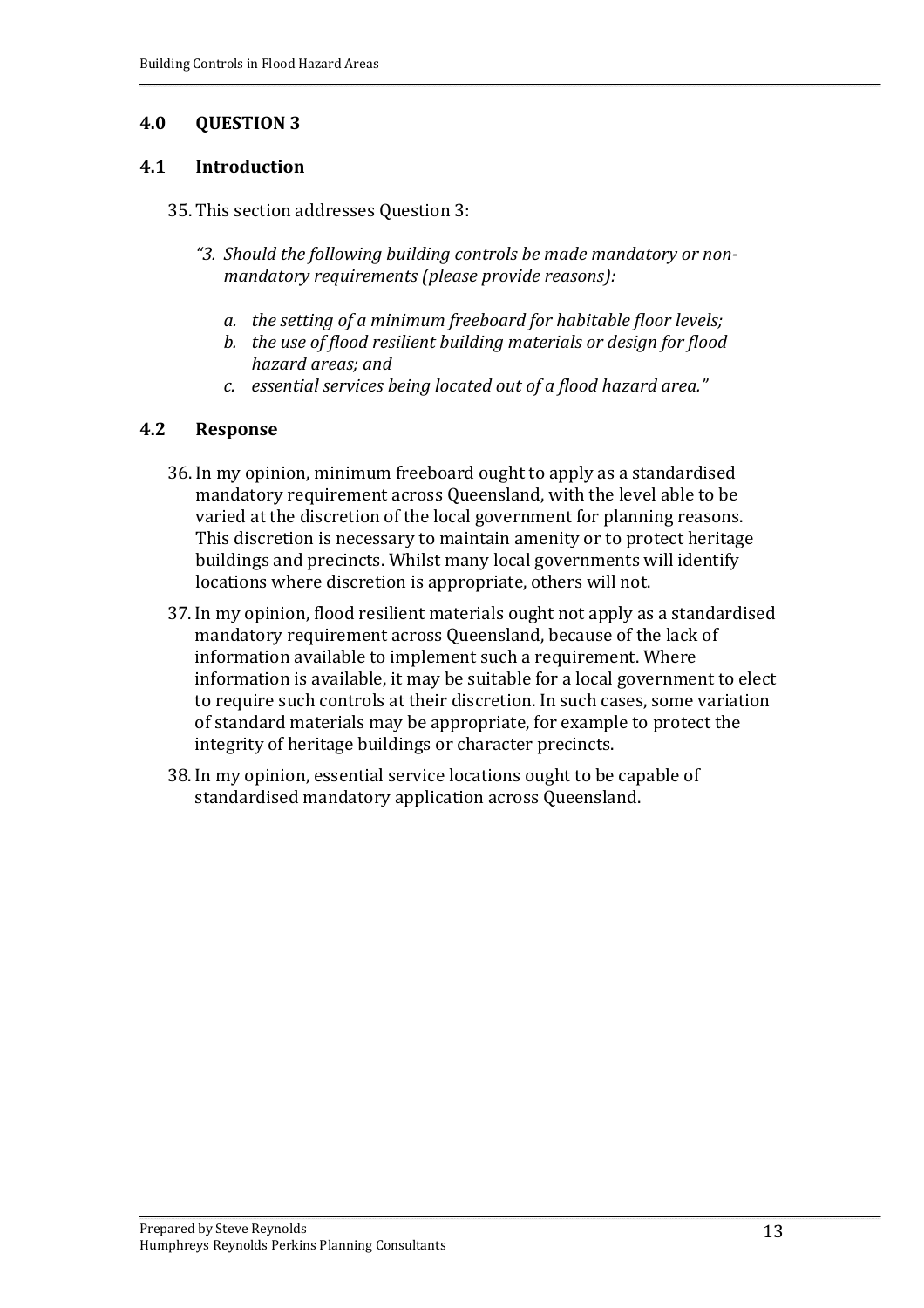## 4.0 QUESTION 3

### 4.1 Introduction

35. This section addresses Question 3:

   *"3. Should the following building controls be made mandatory or non-mandatory requirements (please provide reasons):*

   *a. the setting of a minimum freeboard for habitable floor levels;*
   *b. the use of flood resilient building materials or design for flood hazard areas; and*
   *c. essential services being located out of a flood hazard area."*

### 4.2 Response

36. In my opinion, minimum freeboard ought to apply as a standardised mandatory requirement across Queensland, with the level able to be varied at the discretion of the local government for planning reasons. This discretion is necessary to maintain amenity or to protect heritage buildings and precincts. Whilst many local governments will identify locations where discretion is appropriate, others will not.

37. In my opinion, flood resilient materials ought not apply as a standardised mandatory requirement across Queensland, because of the lack of information available to implement such a requirement. Where information is available, it may be suitable for a local government to elect to require such controls at their discretion. In such cases, some variation of standard materials may be appropriate, for example to protect the integrity of heritage buildings or character precincts.

38. In my opinion, essential service locations ought to be capable of standardised mandatory application across Queensland.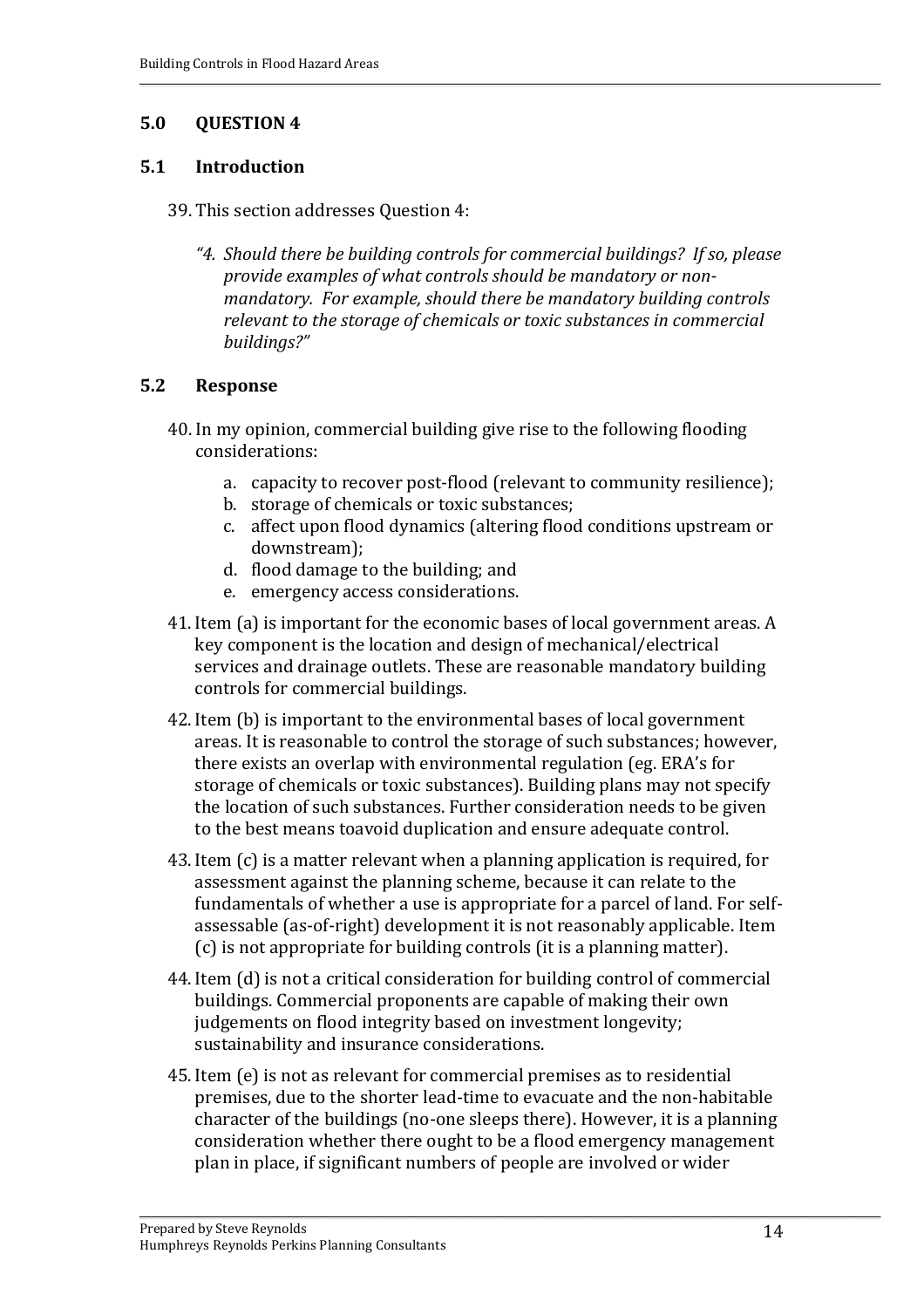## 5.0 QUESTION 4

### 5.1 Introduction

39. This section addresses Question 4:

    *"4. Should there be building controls for commercial buildings? If so, please provide examples of what controls should be mandatory or non-mandatory. For example, should there be mandatory building controls relevant to the storage of chemicals or toxic substances in commercial buildings?"*

### 5.2 Response

40. In my opinion, commercial building give rise to the following flooding considerations:

    a. capacity to recover post-flood (relevant to community resilience);
    b. storage of chemicals or toxic substances;
    c. affect upon flood dynamics (altering flood conditions upstream or downstream);
    d. flood damage to the building; and
    e. emergency access considerations.

41. Item (a) is important for the economic bases of local government areas. A key component is the location and design of mechanical/electrical services and drainage outlets. These are reasonable mandatory building controls for commercial buildings.

42. Item (b) is important to the environmental bases of local government areas. It is reasonable to control the storage of such substances; however, there exists an overlap with environmental regulation (eg. ERA's for storage of chemicals or toxic substances). Building plans may not specify the location of such substances. Further consideration needs to be given to the best means toavoid duplication and ensure adequate control.

43. Item (c) is a matter relevant when a planning application is required, for assessment against the planning scheme, because it can relate to the fundamentals of whether a use is appropriate for a parcel of land. For self-assessable (as-of-right) development it is not reasonably applicable. Item (c) is not appropriate for building controls (it is a planning matter).

44. Item (d) is not a critical consideration for building control of commercial buildings. Commercial proponents are capable of making their own judgements on flood integrity based on investment longevity; sustainability and insurance considerations.

45. Item (e) is not as relevant for commercial premises as to residential premises, due to the shorter lead-time to evacuate and the non-habitable character of the buildings (no-one sleeps there). However, it is a planning consideration whether there ought to be a flood emergency management plan in place, if significant numbers of people are involved or wider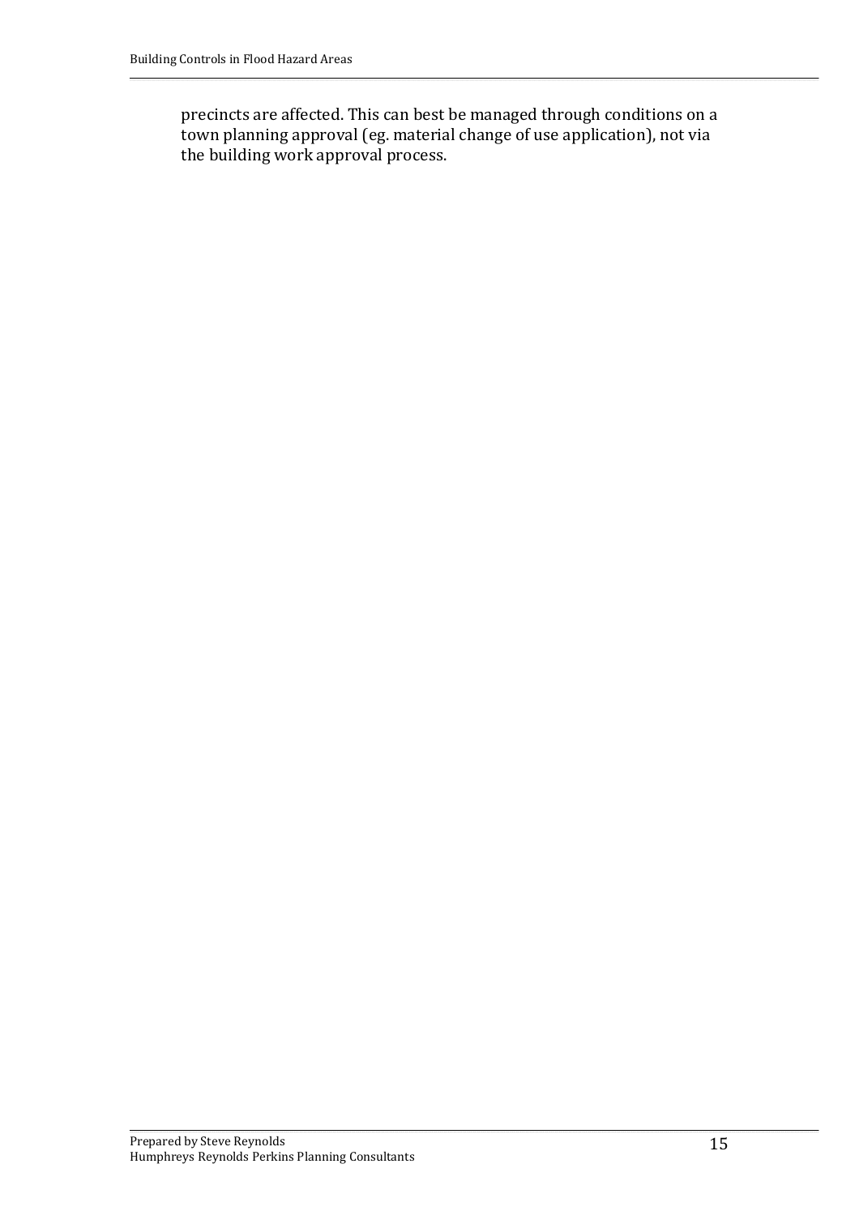precincts are affected. This can best be managed through conditions on a town planning approval (eg. material change of use application), not via the building work approval process.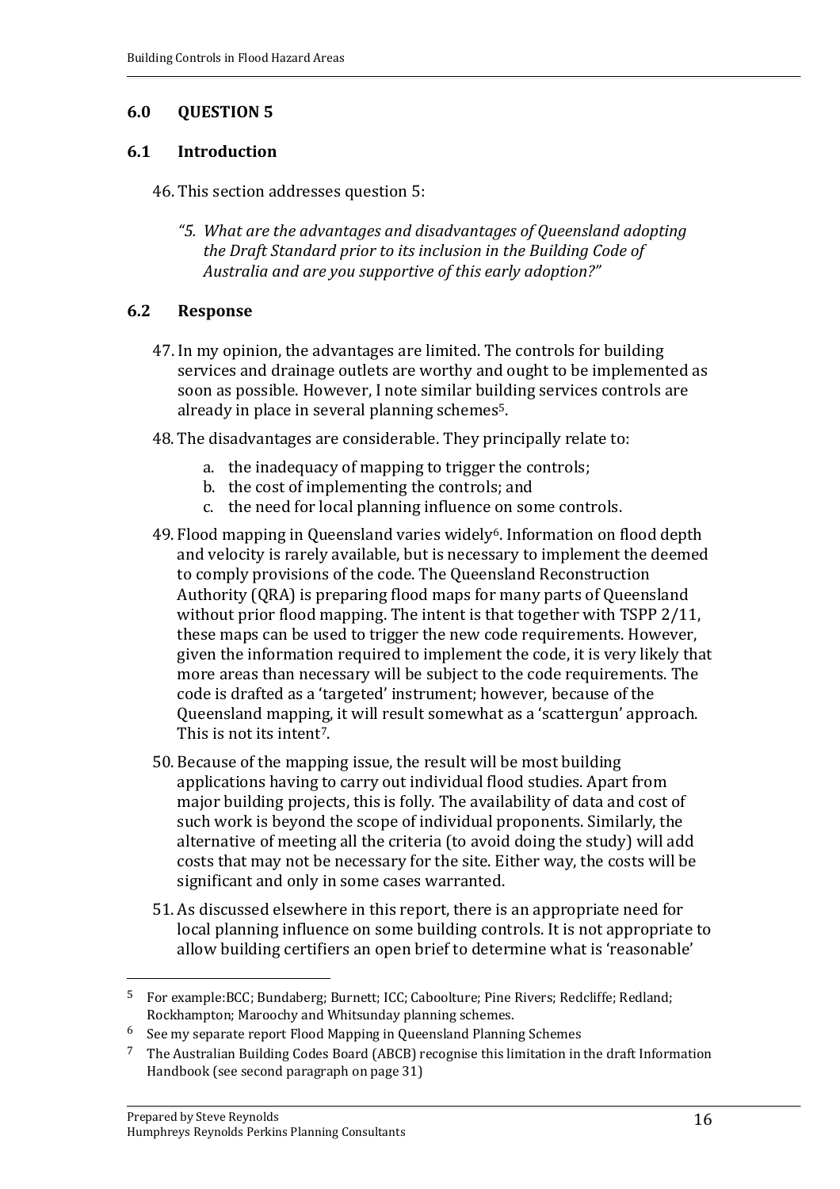## 6.0 QUESTION 5

### 6.1 Introduction

46. This section addresses question 5:

*"5. What are the advantages and disadvantages of Queensland adopting the Draft Standard prior to its inclusion in the Building Code of Australia and are you supportive of this early adoption?"*

### 6.2 Response

47. In my opinion, the advantages are limited. The controls for building services and drainage outlets are worthy and ought to be implemented as soon as possible. However, I note similar building services controls are already in place in several planning schemes[5].

48. The disadvantages are considerable. They principally relate to:

    a. the inadequacy of mapping to trigger the controls;
    b. the cost of implementing the controls; and
    c. the need for local planning influence on some controls.

49. Flood mapping in Queensland varies widely[6]. Information on flood depth and velocity is rarely available, but is necessary to implement the deemed to comply provisions of the code. The Queensland Reconstruction Authority (QRA) is preparing flood maps for many parts of Queensland without prior flood mapping. The intent is that together with TSPP 2/11, these maps can be used to trigger the new code requirements. However, given the information required to implement the code, it is very likely that more areas than necessary will be subject to the code requirements. The code is drafted as a 'targeted' instrument; however, because of the Queensland mapping, it will result somewhat as a 'scattergun' approach. This is not its intent[7].

50. Because of the mapping issue, the result will be most building applications having to carry out individual flood studies. Apart from major building projects, this is folly. The availability of data and cost of such work is beyond the scope of individual proponents. Similarly, the alternative of meeting all the criteria (to avoid doing the study) will add costs that may not be necessary for the site. Either way, the costs will be significant and only in some cases warranted.

51. As discussed elsewhere in this report, there is an appropriate need for local planning influence on some building controls. It is not appropriate to allow building certifiers an open brief to determine what is 'reasonable'

---

[5] For example:BCC; Bundaberg; Burnett; ICC; Caboolture; Pine Rivers; Redcliffe; Redland; Rockhampton; Maroochy and Whitsunday planning schemes.

[6] See my separate report Flood Mapping in Queensland Planning Schemes

[7] The Australian Building Codes Board (ABCB) recognise this limitation in the draft Information Handbook (see second paragraph on page 31)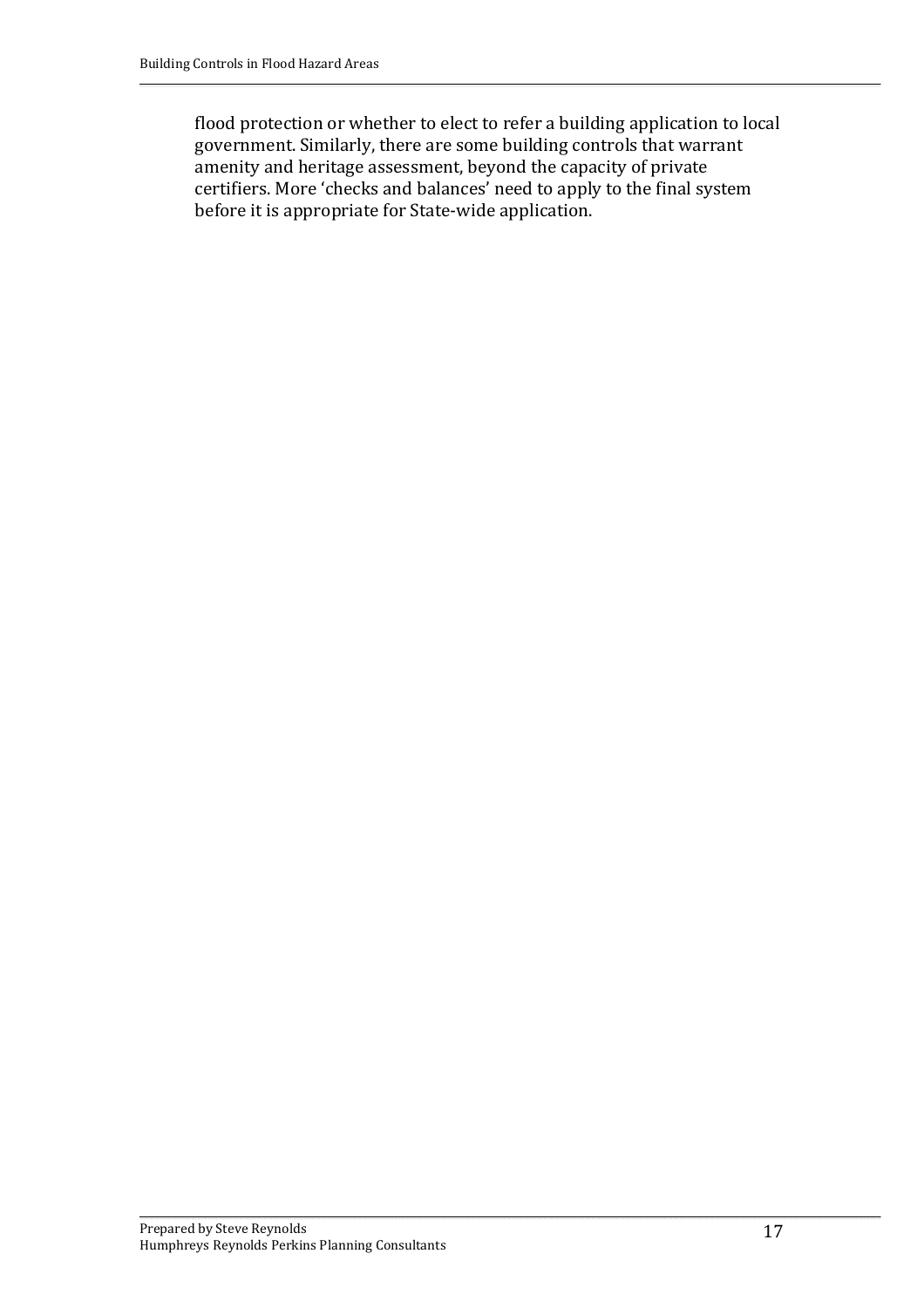flood protection or whether to elect to refer a building application to local government. Similarly, there are some building controls that warrant amenity and heritage assessment, beyond the capacity of private certifiers. More 'checks and balances' need to apply to the final system before it is appropriate for State-wide application.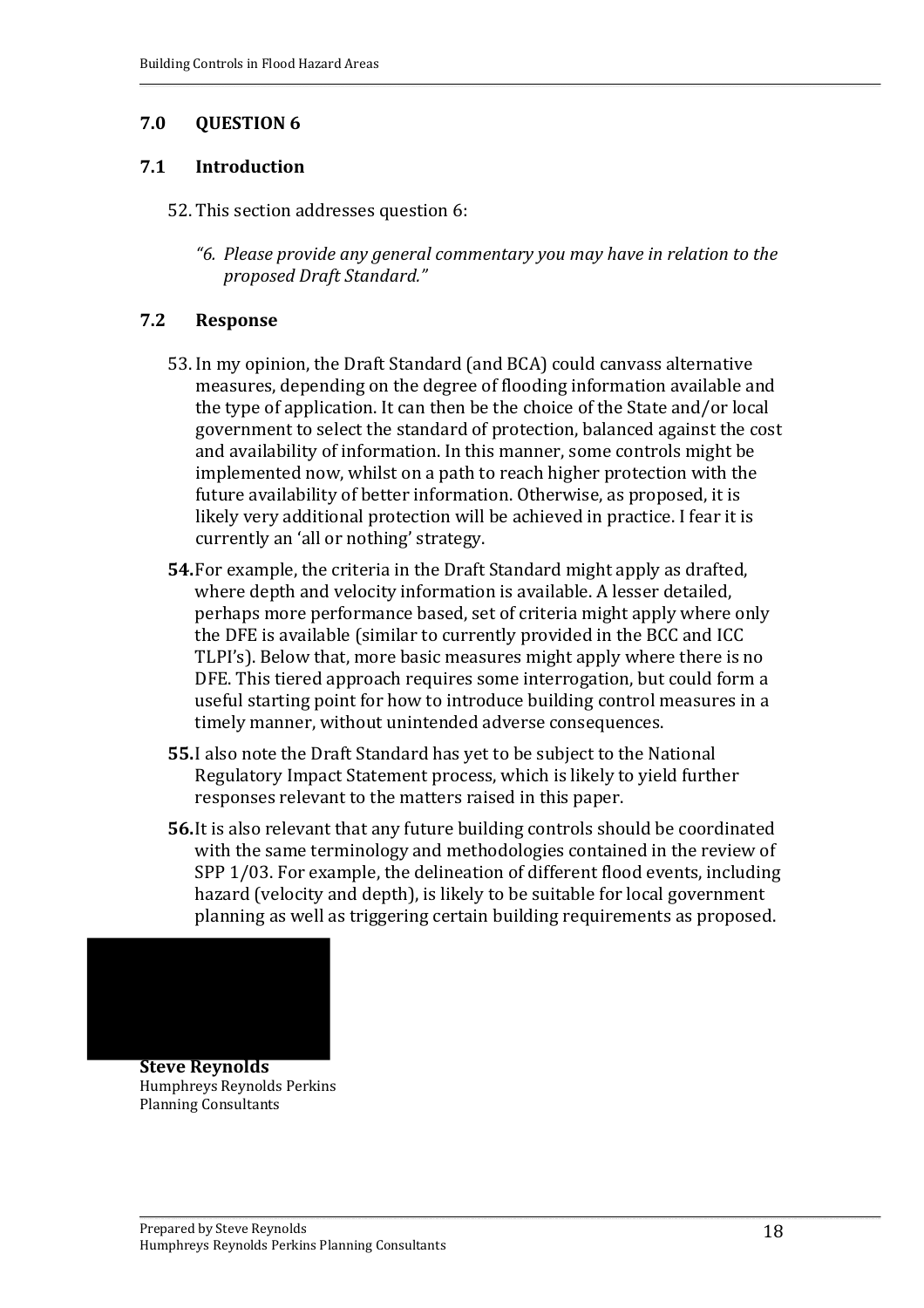## 7.0 QUESTION 6

### 7.1 Introduction

52. This section addresses question 6:

    *"6. Please provide any general commentary you may have in relation to the proposed Draft Standard."*

### 7.2 Response

53. In my opinion, the Draft Standard (and BCA) could canvass alternative measures, depending on the degree of flooding information available and the type of application. It can then be the choice of the State and/or local government to select the standard of protection, balanced against the cost and availability of information. In this manner, some controls might be implemented now, whilst on a path to reach higher protection with the future availability of better information. Otherwise, as proposed, it is likely very additional protection will be achieved in practice. I fear it is currently an 'all or nothing' strategy.

**54.** For example, the criteria in the Draft Standard might apply as drafted, where depth and velocity information is available. A lesser detailed, perhaps more performance based, set of criteria might apply where only the DFE is available (similar to currently provided in the BCC and ICC TLPI's). Below that, more basic measures might apply where there is no DFE. This tiered approach requires some interrogation, but could form a useful starting point for how to introduce building control measures in a timely manner, without unintended adverse consequences.

**55.** I also note the Draft Standard has yet to be subject to the National Regulatory Impact Statement process, which is likely to yield further responses relevant to the matters raised in this paper.

**56.** It is also relevant that any future building controls should be coordinated with the same terminology and methodologies contained in the review of SPP 1/03. For example, the delineation of different flood events, including hazard (velocity and depth), is likely to be suitable for local government planning as well as triggering certain building requirements as proposed.

**Steve Reynolds**
Humphreys Reynolds Perkins
Planning Consultants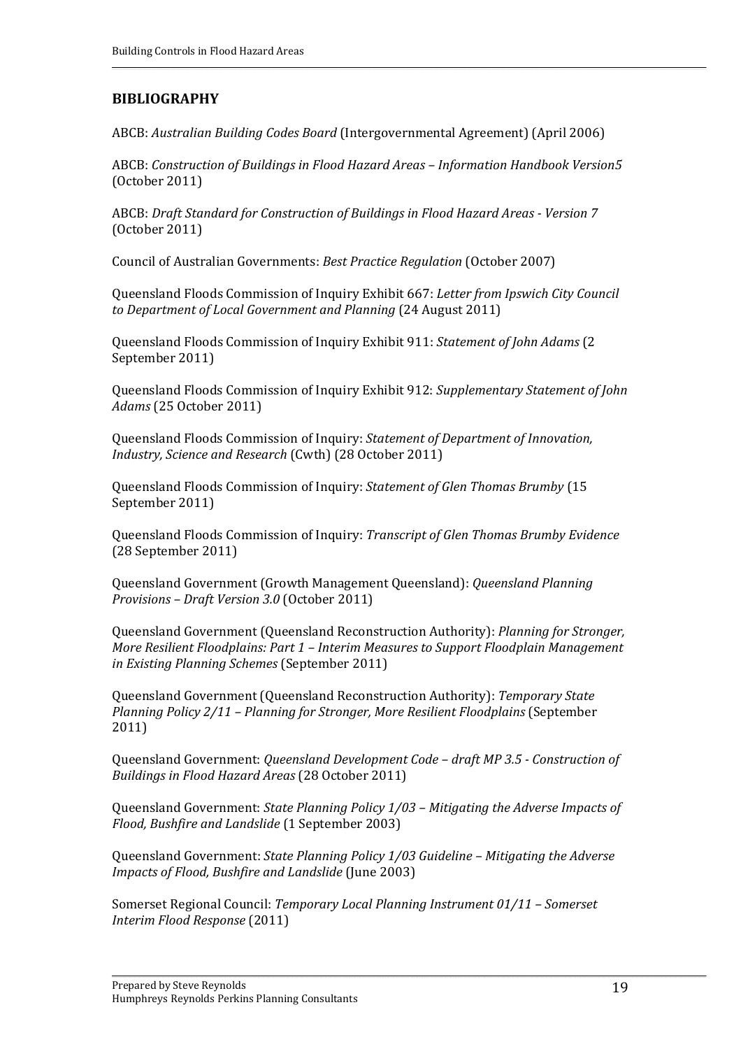## BIBLIOGRAPHY

ABCB: *Australian Building Codes Board* (Intergovernmental Agreement) (April 2006)

ABCB: *Construction of Buildings in Flood Hazard Areas – Information Handbook Version5* (October 2011)

ABCB: *Draft Standard for Construction of Buildings in Flood Hazard Areas - Version 7* (October 2011)

Council of Australian Governments: *Best Practice Regulation* (October 2007)

Queensland Floods Commission of Inquiry Exhibit 667: *Letter from Ipswich City Council to Department of Local Government and Planning* (24 August 2011)

Queensland Floods Commission of Inquiry Exhibit 911: *Statement of John Adams* (2 September 2011)

Queensland Floods Commission of Inquiry Exhibit 912: *Supplementary Statement of John Adams* (25 October 2011)

Queensland Floods Commission of Inquiry: *Statement of Department of Innovation, Industry, Science and Research* (Cwth) (28 October 2011)

Queensland Floods Commission of Inquiry: *Statement of Glen Thomas Brumby* (15 September 2011)

Queensland Floods Commission of Inquiry: *Transcript of Glen Thomas Brumby Evidence* (28 September 2011)

Queensland Government (Growth Management Queensland): *Queensland Planning Provisions – Draft Version 3.0* (October 2011)

Queensland Government (Queensland Reconstruction Authority): *Planning for Stronger, More Resilient Floodplains: Part 1 – Interim Measures to Support Floodplain Management in Existing Planning Schemes* (September 2011)

Queensland Government (Queensland Reconstruction Authority): *Temporary State Planning Policy 2/11 – Planning for Stronger, More Resilient Floodplains* (September 2011)

Queensland Government: *Queensland Development Code – draft MP 3.5 - Construction of Buildings in Flood Hazard Areas* (28 October 2011)

Queensland Government: *State Planning Policy 1/03 – Mitigating the Adverse Impacts of Flood, Bushfire and Landslide* (1 September 2003)

Queensland Government: *State Planning Policy 1/03 Guideline – Mitigating the Adverse Impacts of Flood, Bushfire and Landslide* (June 2003)

Somerset Regional Council: *Temporary Local Planning Instrument 01/11 – Somerset Interim Flood Response* (2011)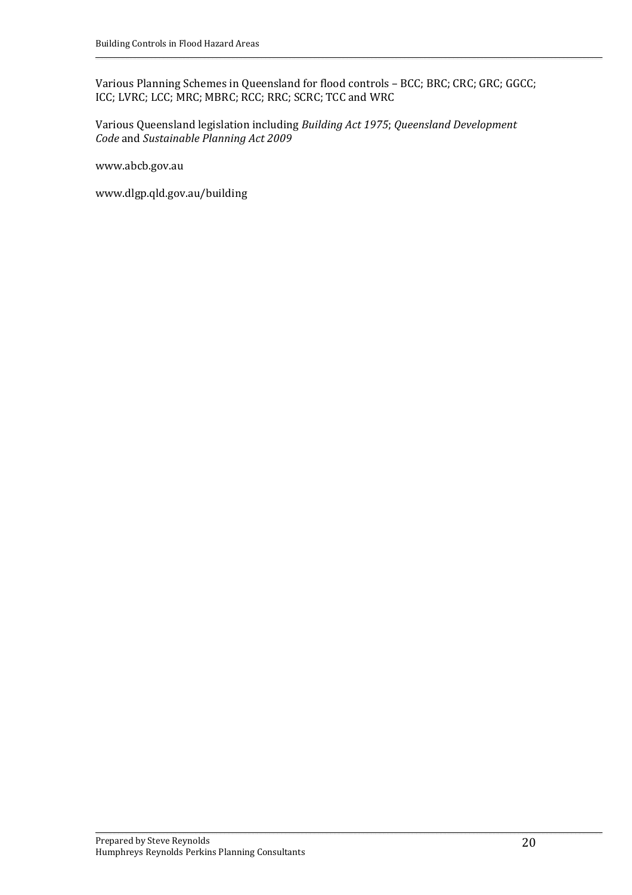Various Planning Schemes in Queensland for flood controls – BCC; BRC; CRC; GRC; GGCC; ICC; LVRC; LCC; MRC; MBRC; RCC; RRC; SCRC; TCC and WRC

Various Queensland legislation including *Building Act 1975*; *Queensland Development Code* and *Sustainable Planning Act 2009*

www.abcb.gov.au

www.dlgp.qld.gov.au/building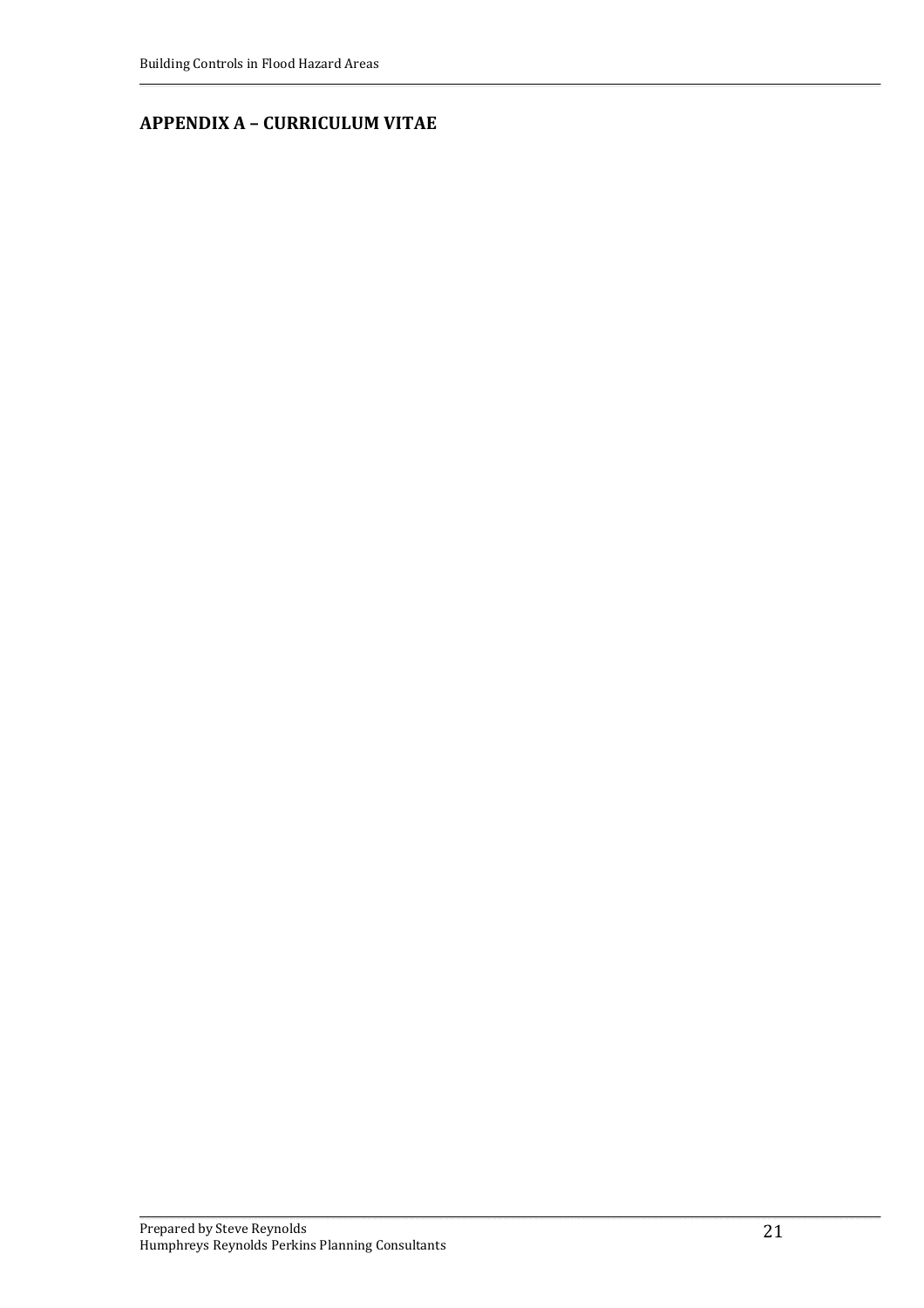## APPENDIX A – CURRICULUM VITAE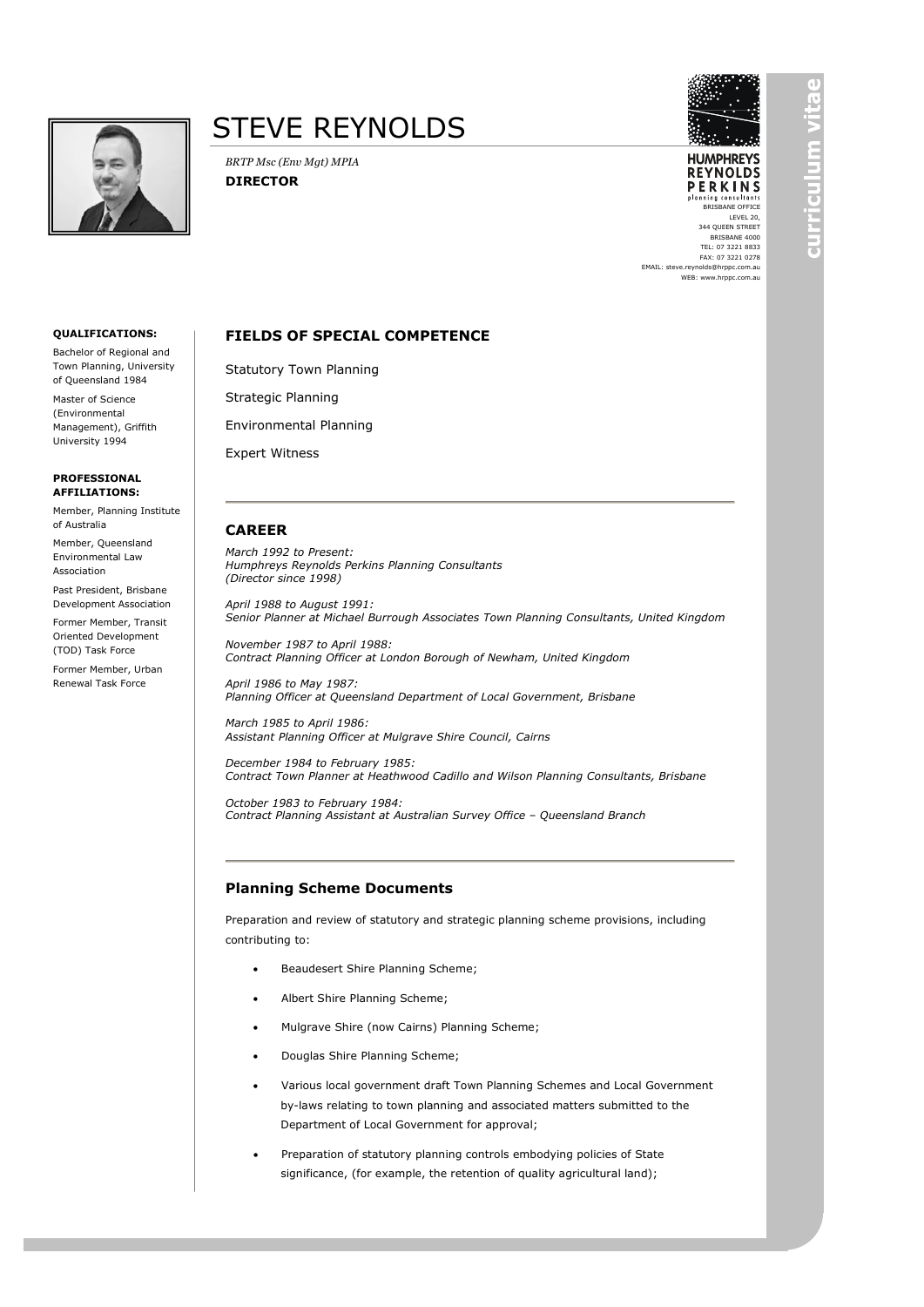# STEVE REYNOLDS

*BRTP Msc (Env Mgt) MPIA*

**DIRECTOR**

HUMPHREYS REYNOLDS PERKINS
planning consultants
BRISBANE OFFICE
LEVEL 20,
344 QUEEN STREET
BRISBANE 4000
TEL: 07 3221 8833
FAX: 07 3221 0278
EMAIL: steve.reynolds@hrppc.com.au
WEB: www.hrppc.com.au

curriculum vitae

**QUALIFICATIONS:**

Bachelor of Regional and Town Planning, University of Queensland 1984

Master of Science (Environmental Management), Griffith University 1994

**PROFESSIONAL AFFILIATIONS:**

Member, Planning Institute of Australia

Member, Queensland Environmental Law Association

Past President, Brisbane Development Association

Former Member, Transit Oriented Development (TOD) Task Force

Former Member, Urban Renewal Task Force

## FIELDS OF SPECIAL COMPETENCE

Statutory Town Planning

Strategic Planning

Environmental Planning

Expert Witness

## CAREER

*March 1992 to Present:*
*Humphreys Reynolds Perkins Planning Consultants*
*(Director since 1998)*

*April 1988 to August 1991:*
*Senior Planner at Michael Burrough Associates Town Planning Consultants, United Kingdom*

*November 1987 to April 1988:*
*Contract Planning Officer at London Borough of Newham, United Kingdom*

*April 1986 to May 1987:*
*Planning Officer at Queensland Department of Local Government, Brisbane*

*March 1985 to April 1986:*
*Assistant Planning Officer at Mulgrave Shire Council, Cairns*

*December 1984 to February 1985:*
*Contract Town Planner at Heathwood Cadillo and Wilson Planning Consultants, Brisbane*

*October 1983 to February 1984:*
*Contract Planning Assistant at Australian Survey Office – Queensland Branch*

## Planning Scheme Documents

Preparation and review of statutory and strategic planning scheme provisions, including contributing to:

- Beaudesert Shire Planning Scheme;
- Albert Shire Planning Scheme;
- Mulgrave Shire (now Cairns) Planning Scheme;
- Douglas Shire Planning Scheme;
- Various local government draft Town Planning Schemes and Local Government by-laws relating to town planning and associated matters submitted to the Department of Local Government for approval;
- Preparation of statutory planning controls embodying policies of State significance, (for example, the retention of quality agricultural land);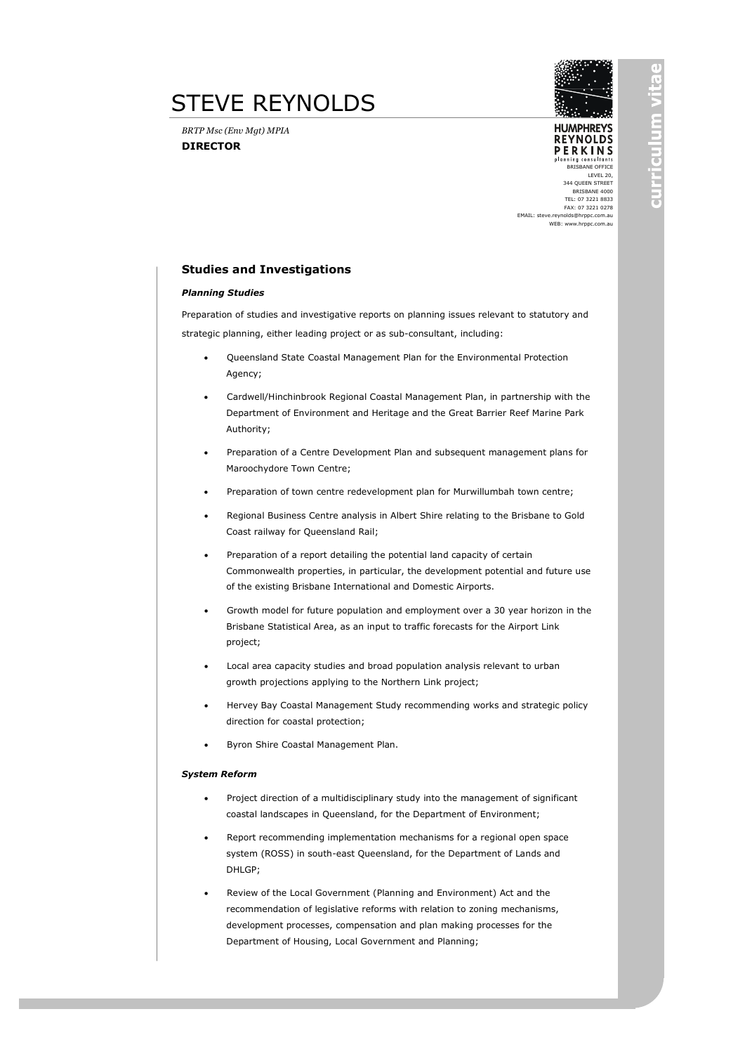# STEVE REYNOLDS

*BRTP Msc (Env Mgt) MPIA*

**DIRECTOR**

HUMPHREYS REYNOLDS PERKINS
planning consultants
BRISBANE OFFICE
LEVEL 20,
344 QUEEN STREET
BRISBANE 4000
TEL: 07 3221 8833
FAX: 07 3221 0278
EMAIL: steve.reynolds@hrppc.com.au
WEB: www.hrppc.com.au

## Studies and Investigations

### *Planning Studies*

Preparation of studies and investigative reports on planning issues relevant to statutory and strategic planning, either leading project or as sub-consultant, including:

- Queensland State Coastal Management Plan for the Environmental Protection Agency;
- Cardwell/Hinchinbrook Regional Coastal Management Plan, in partnership with the Department of Environment and Heritage and the Great Barrier Reef Marine Park Authority;
- Preparation of a Centre Development Plan and subsequent management plans for Maroochydore Town Centre;
- Preparation of town centre redevelopment plan for Murwillumbah town centre;
- Regional Business Centre analysis in Albert Shire relating to the Brisbane to Gold Coast railway for Queensland Rail;
- Preparation of a report detailing the potential land capacity of certain Commonwealth properties, in particular, the development potential and future use of the existing Brisbane International and Domestic Airports.
- Growth model for future population and employment over a 30 year horizon in the Brisbane Statistical Area, as an input to traffic forecasts for the Airport Link project;
- Local area capacity studies and broad population analysis relevant to urban growth projections applying to the Northern Link project;
- Hervey Bay Coastal Management Study recommending works and strategic policy direction for coastal protection;
- Byron Shire Coastal Management Plan.

### *System Reform*

- Project direction of a multidisciplinary study into the management of significant coastal landscapes in Queensland, for the Department of Environment;
- Report recommending implementation mechanisms for a regional open space system (ROSS) in south-east Queensland, for the Department of Lands and DHLGP;
- Review of the Local Government (Planning and Environment) Act and the recommendation of legislative reforms with relation to zoning mechanisms, development processes, compensation and plan making processes for the Department of Housing, Local Government and Planning;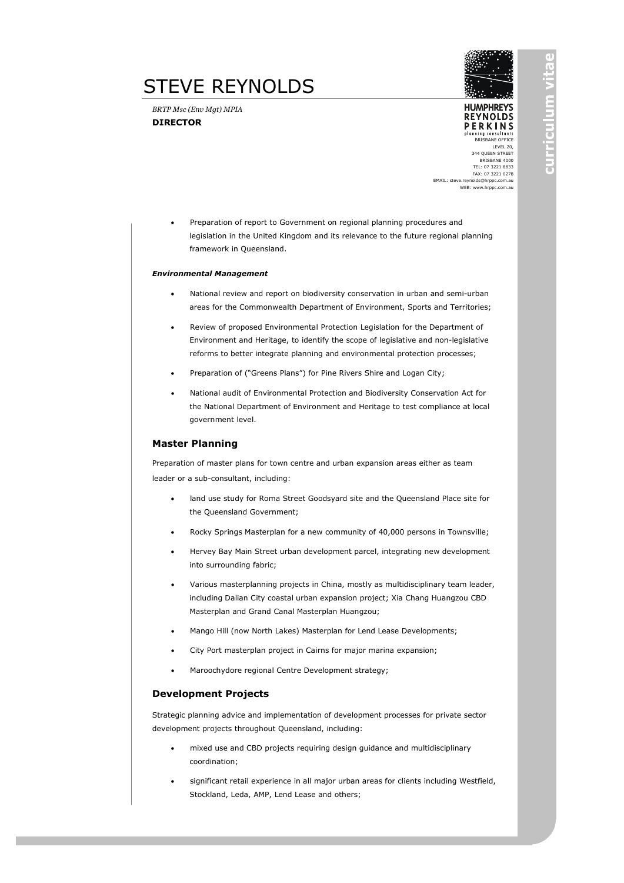# STEVE REYNOLDS

*BRTP Msc (Env Mgt) MPIA*
**DIRECTOR**

HUMPHREYS REYNOLDS PERKINS
planning consultants
BRISBANE OFFICE
LEVEL 20,
344 QUEEN STREET
BRISBANE 4000
TEL: 07 3221 8833
FAX: 07 3221 0278
EMAIL: steve.reynolds@hrppc.com.au
WEB: www.hrppc.com.au

- Preparation of report to Government on regional planning procedures and legislation in the United Kingdom and its relevance to the future regional planning framework in Queensland.

***Environmental Management***

- National review and report on biodiversity conservation in urban and semi-urban areas for the Commonwealth Department of Environment, Sports and Territories;
- Review of proposed Environmental Protection Legislation for the Department of Environment and Heritage, to identify the scope of legislative and non-legislative reforms to better integrate planning and environmental protection processes;
- Preparation of ("Greens Plans") for Pine Rivers Shire and Logan City;
- National audit of Environmental Protection and Biodiversity Conservation Act for the National Department of Environment and Heritage to test compliance at local government level.

## Master Planning

Preparation of master plans for town centre and urban expansion areas either as team leader or a sub-consultant, including:

- land use study for Roma Street Goodsyard site and the Queensland Place site for the Queensland Government;
- Rocky Springs Masterplan for a new community of 40,000 persons in Townsville;
- Hervey Bay Main Street urban development parcel, integrating new development into surrounding fabric;
- Various masterplanning projects in China, mostly as multidisciplinary team leader, including Dalian City coastal urban expansion project; Xia Chang Huangzou CBD Masterplan and Grand Canal Masterplan Huangzou;
- Mango Hill (now North Lakes) Masterplan for Lend Lease Developments;
- City Port masterplan project in Cairns for major marina expansion;
- Maroochydore regional Centre Development strategy;

## Development Projects

Strategic planning advice and implementation of development processes for private sector development projects throughout Queensland, including:

- mixed use and CBD projects requiring design guidance and multidisciplinary coordination;
- significant retail experience in all major urban areas for clients including Westfield, Stockland, Leda, AMP, Lend Lease and others;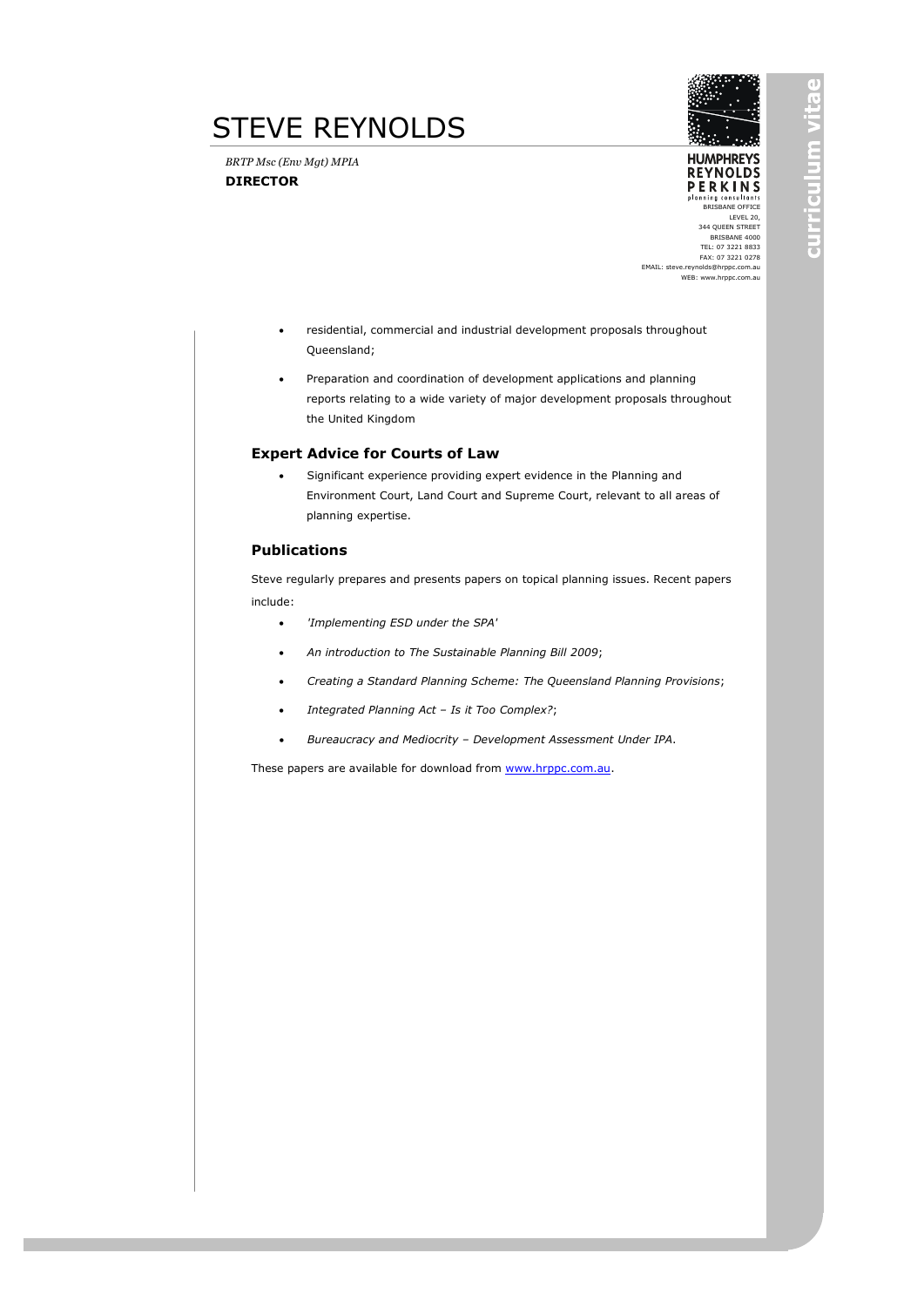# STEVE REYNOLDS

*BRTP Msc (Env Mgt) MPIA*

**DIRECTOR**

HUMPHREYS REYNOLDS PERKINS
planning consultants
BRISBANE OFFICE
LEVEL 20,
344 QUEEN STREET
BRISBANE 4000
TEL: 07 3221 8833
FAX: 07 3221 0278
EMAIL: steve.reynolds@hrppc.com.au
WEB: www.hrppc.com.au

- residential, commercial and industrial development proposals throughout Queensland;
- Preparation and coordination of development applications and planning reports relating to a wide variety of major development proposals throughout the United Kingdom

### Expert Advice for Courts of Law

- Significant experience providing expert evidence in the Planning and Environment Court, Land Court and Supreme Court, relevant to all areas of planning expertise.

### Publications

Steve regularly prepares and presents papers on topical planning issues. Recent papers include:

- *'Implementing ESD under the SPA'*
- *An introduction to The Sustainable Planning Bill 2009*;
- *Creating a Standard Planning Scheme: The Queensland Planning Provisions*;
- *Integrated Planning Act – Is it Too Complex?*;
- *Bureaucracy and Mediocrity – Development Assessment Under IPA*.

These papers are available for download from www.hrppc.com.au.